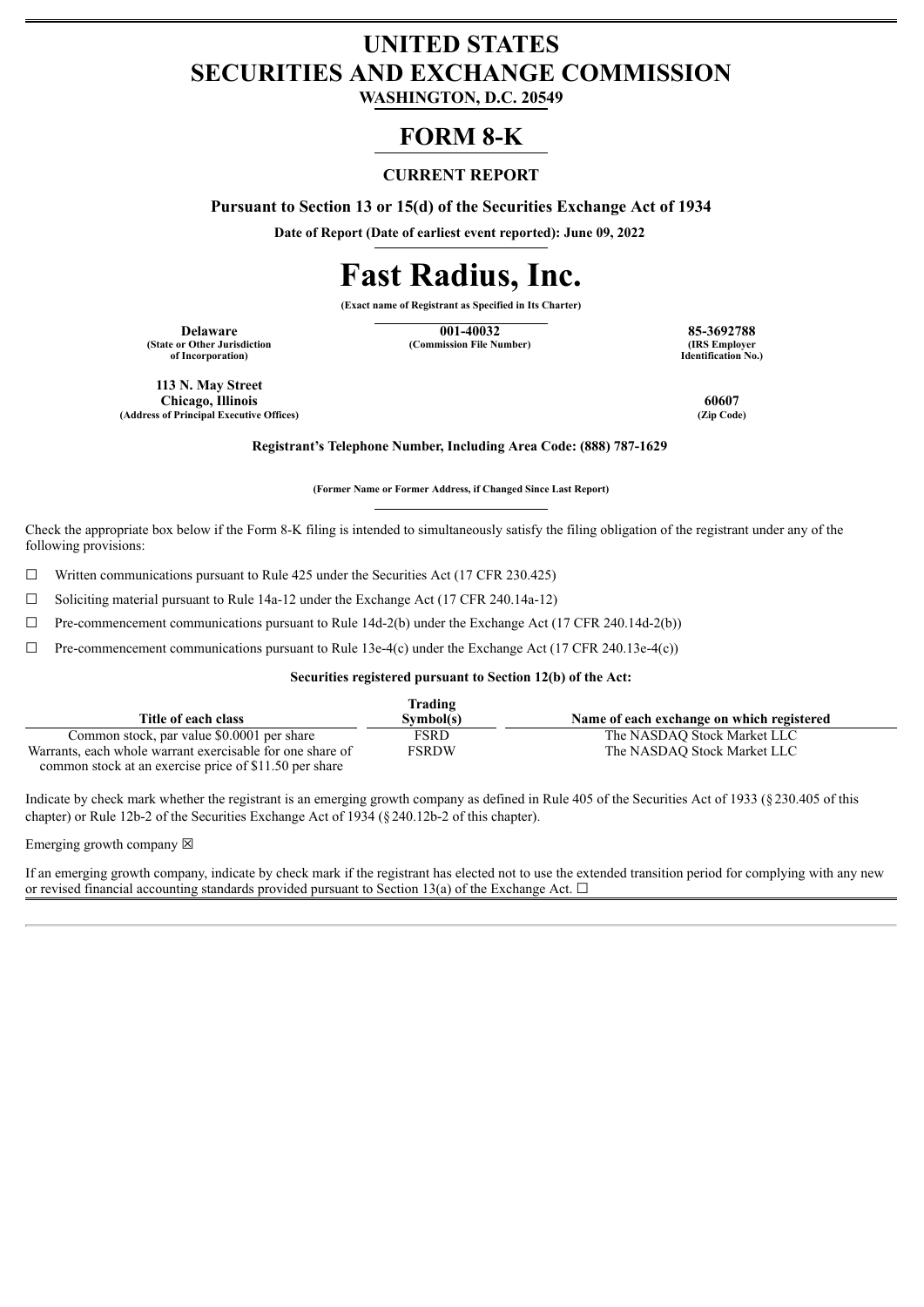# UNITED STATES
# SECURITIES AND EXCHANGE COMMISSION

**WASHINGTON, D.C. 20549**

# FORM 8-K

**CURRENT REPORT**

**Pursuant to Section 13 or 15(d) of the Securities Exchange Act of 1934**

**Date of Report (Date of earliest event reported): June 09, 2022**

# Fast Radius, Inc.

**(Exact name of Registrant as Specified in Its Charter)**

| **Delaware** | **001-40032** | **85-3692788** |
|---|---|---|
| **(State or Other Jurisdiction of Incorporation)** | **(Commission File Number)** | **(IRS Employer Identification No.)** |

| **113 N. May Street Chicago, Illinois** | **60607** |
|---|---|
| **(Address of Principal Executive Offices)** | **(Zip Code)** |

**Registrant's Telephone Number, Including Area Code: (888) 787-1629**

**(Former Name or Former Address, if Changed Since Last Report)**

Check the appropriate box below if the Form 8-K filing is intended to simultaneously satisfy the filing obligation of the registrant under any of the following provisions:

☐ Written communications pursuant to Rule 425 under the Securities Act (17 CFR 230.425)

☐ Soliciting material pursuant to Rule 14a-12 under the Exchange Act (17 CFR 240.14a-12)

☐ Pre-commencement communications pursuant to Rule 14d-2(b) under the Exchange Act (17 CFR 240.14d-2(b))

☐ Pre-commencement communications pursuant to Rule 13e-4(c) under the Exchange Act (17 CFR 240.13e-4(c))

**Securities registered pursuant to Section 12(b) of the Act:**

| Title of each class | Trading Symbol(s) | Name of each exchange on which registered |
|---|---|---|
| Common stock, par value $0.0001 per share | FSRD | The NASDAQ Stock Market LLC |
| Warrants, each whole warrant exercisable for one share of common stock at an exercise price of $11.50 per share | FSRDW | The NASDAQ Stock Market LLC |

Indicate by check mark whether the registrant is an emerging growth company as defined in Rule 405 of the Securities Act of 1933 (§230.405 of this chapter) or Rule 12b-2 of the Securities Exchange Act of 1934 (§240.12b-2 of this chapter).

Emerging growth company ☒

If an emerging growth company, indicate by check mark if the registrant has elected not to use the extended transition period for complying with any new or revised financial accounting standards provided pursuant to Section 13(a) of the Exchange Act. ☐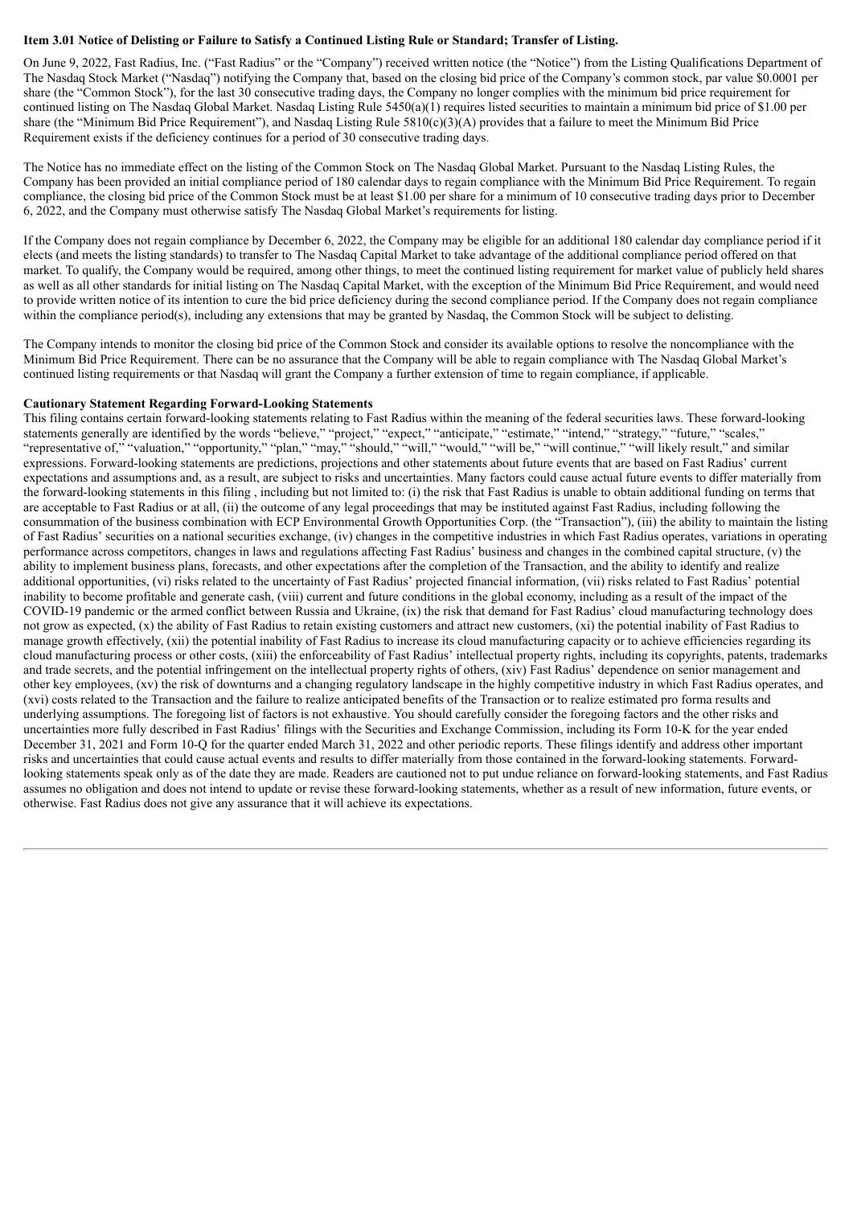**Item 3.01 Notice of Delisting or Failure to Satisfy a Continued Listing Rule or Standard; Transfer of Listing.**

On June 9, 2022, Fast Radius, Inc. ("Fast Radius" or the "Company") received written notice (the "Notice") from the Listing Qualifications Department of The Nasdaq Stock Market ("Nasdaq") notifying the Company that, based on the closing bid price of the Company's common stock, par value $0.0001 per share (the "Common Stock"), for the last 30 consecutive trading days, the Company no longer complies with the minimum bid price requirement for continued listing on The Nasdaq Global Market. Nasdaq Listing Rule 5450(a)(1) requires listed securities to maintain a minimum bid price of $1.00 per share (the "Minimum Bid Price Requirement"), and Nasdaq Listing Rule 5810(c)(3)(A) provides that a failure to meet the Minimum Bid Price Requirement exists if the deficiency continues for a period of 30 consecutive trading days.

The Notice has no immediate effect on the listing of the Common Stock on The Nasdaq Global Market. Pursuant to the Nasdaq Listing Rules, the Company has been provided an initial compliance period of 180 calendar days to regain compliance with the Minimum Bid Price Requirement. To regain compliance, the closing bid price of the Common Stock must be at least $1.00 per share for a minimum of 10 consecutive trading days prior to December 6, 2022, and the Company must otherwise satisfy The Nasdaq Global Market's requirements for listing.

If the Company does not regain compliance by December 6, 2022, the Company may be eligible for an additional 180 calendar day compliance period if it elects (and meets the listing standards) to transfer to The Nasdaq Capital Market to take advantage of the additional compliance period offered on that market. To qualify, the Company would be required, among other things, to meet the continued listing requirement for market value of publicly held shares as well as all other standards for initial listing on The Nasdaq Capital Market, with the exception of the Minimum Bid Price Requirement, and would need to provide written notice of its intention to cure the bid price deficiency during the second compliance period. If the Company does not regain compliance within the compliance period(s), including any extensions that may be granted by Nasdaq, the Common Stock will be subject to delisting.

The Company intends to monitor the closing bid price of the Common Stock and consider its available options to resolve the noncompliance with the Minimum Bid Price Requirement. There can be no assurance that the Company will be able to regain compliance with The Nasdaq Global Market's continued listing requirements or that Nasdaq will grant the Company a further extension of time to regain compliance, if applicable.

**Cautionary Statement Regarding Forward-Looking Statements**

This filing contains certain forward-looking statements relating to Fast Radius within the meaning of the federal securities laws. These forward-looking statements generally are identified by the words "believe," "project," "expect," "anticipate," "estimate," "intend," "strategy," "future," "scales," "representative of," "valuation," "opportunity," "plan," "may," "should," "will," "would," "will be," "will continue," "will likely result," and similar expressions. Forward-looking statements are predictions, projections and other statements about future events that are based on Fast Radius' current expectations and assumptions and, as a result, are subject to risks and uncertainties. Many factors could cause actual future events to differ materially from the forward-looking statements in this filing , including but not limited to: (i) the risk that Fast Radius is unable to obtain additional funding on terms that are acceptable to Fast Radius or at all, (ii) the outcome of any legal proceedings that may be instituted against Fast Radius, including following the consummation of the business combination with ECP Environmental Growth Opportunities Corp. (the "Transaction"), (iii) the ability to maintain the listing of Fast Radius' securities on a national securities exchange, (iv) changes in the competitive industries in which Fast Radius operates, variations in operating performance across competitors, changes in laws and regulations affecting Fast Radius' business and changes in the combined capital structure, (v) the ability to implement business plans, forecasts, and other expectations after the completion of the Transaction, and the ability to identify and realize additional opportunities, (vi) risks related to the uncertainty of Fast Radius' projected financial information, (vii) risks related to Fast Radius' potential inability to become profitable and generate cash, (viii) current and future conditions in the global economy, including as a result of the impact of the COVID-19 pandemic or the armed conflict between Russia and Ukraine, (ix) the risk that demand for Fast Radius' cloud manufacturing technology does not grow as expected, (x) the ability of Fast Radius to retain existing customers and attract new customers, (xi) the potential inability of Fast Radius to manage growth effectively, (xii) the potential inability of Fast Radius to increase its cloud manufacturing capacity or to achieve efficiencies regarding its cloud manufacturing process or other costs, (xiii) the enforceability of Fast Radius' intellectual property rights, including its copyrights, patents, trademarks and trade secrets, and the potential infringement on the intellectual property rights of others, (xiv) Fast Radius' dependence on senior management and other key employees, (xv) the risk of downturns and a changing regulatory landscape in the highly competitive industry in which Fast Radius operates, and (xvi) costs related to the Transaction and the failure to realize anticipated benefits of the Transaction or to realize estimated pro forma results and underlying assumptions. The foregoing list of factors is not exhaustive. You should carefully consider the foregoing factors and the other risks and uncertainties more fully described in Fast Radius' filings with the Securities and Exchange Commission, including its Form 10-K for the year ended December 31, 2021 and Form 10-Q for the quarter ended March 31, 2022 and other periodic reports. These filings identify and address other important risks and uncertainties that could cause actual events and results to differ materially from those contained in the forward-looking statements. Forward-looking statements speak only as of the date they are made. Readers are cautioned not to put undue reliance on forward-looking statements, and Fast Radius assumes no obligation and does not intend to update or revise these forward-looking statements, whether as a result of new information, future events, or otherwise. Fast Radius does not give any assurance that it will achieve its expectations.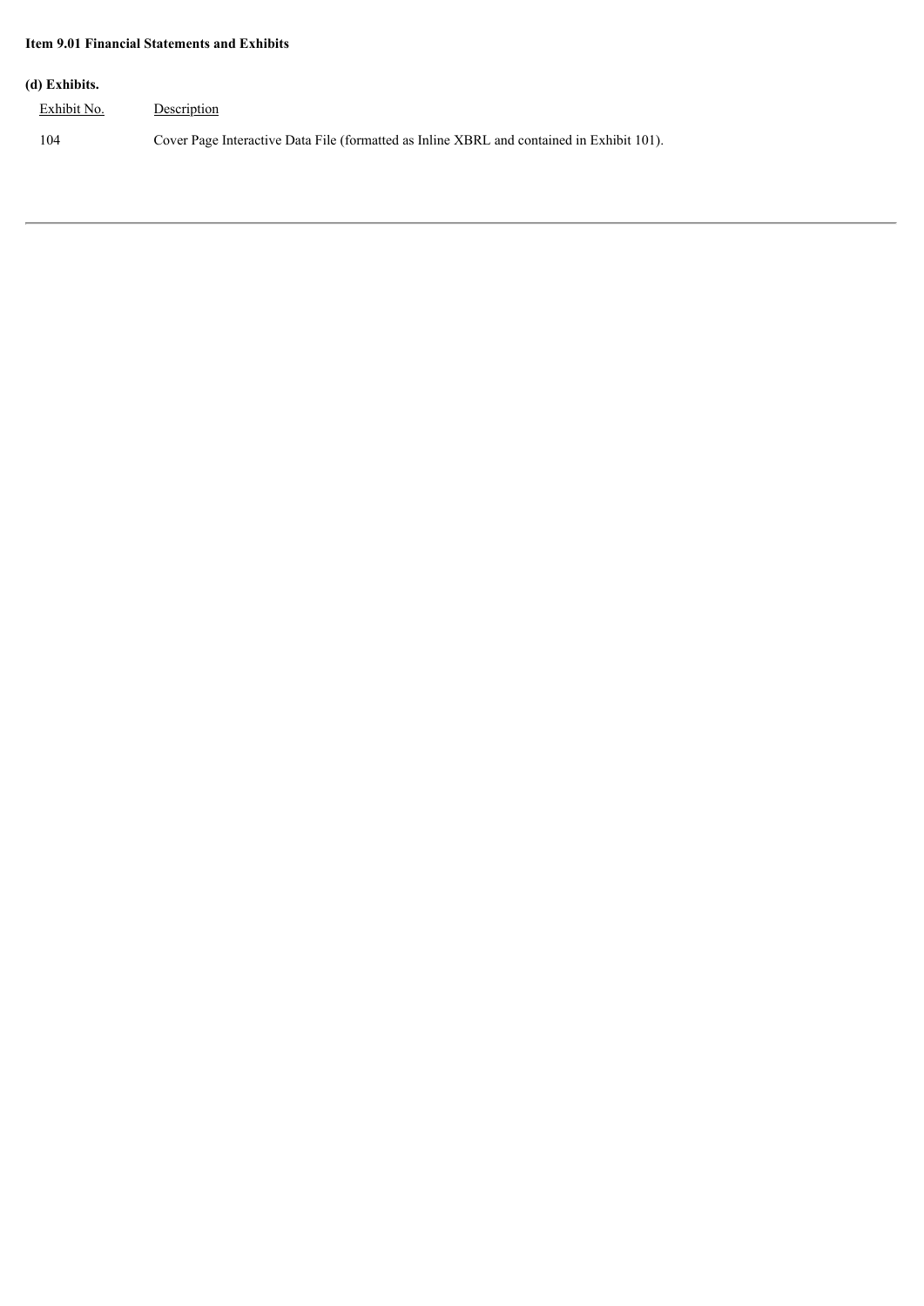**Item 9.01 Financial Statements and Exhibits**

**(d) Exhibits.**

| Exhibit No. | Description |
| --- | --- |
| 104 | Cover Page Interactive Data File (formatted as Inline XBRL and contained in Exhibit 101). |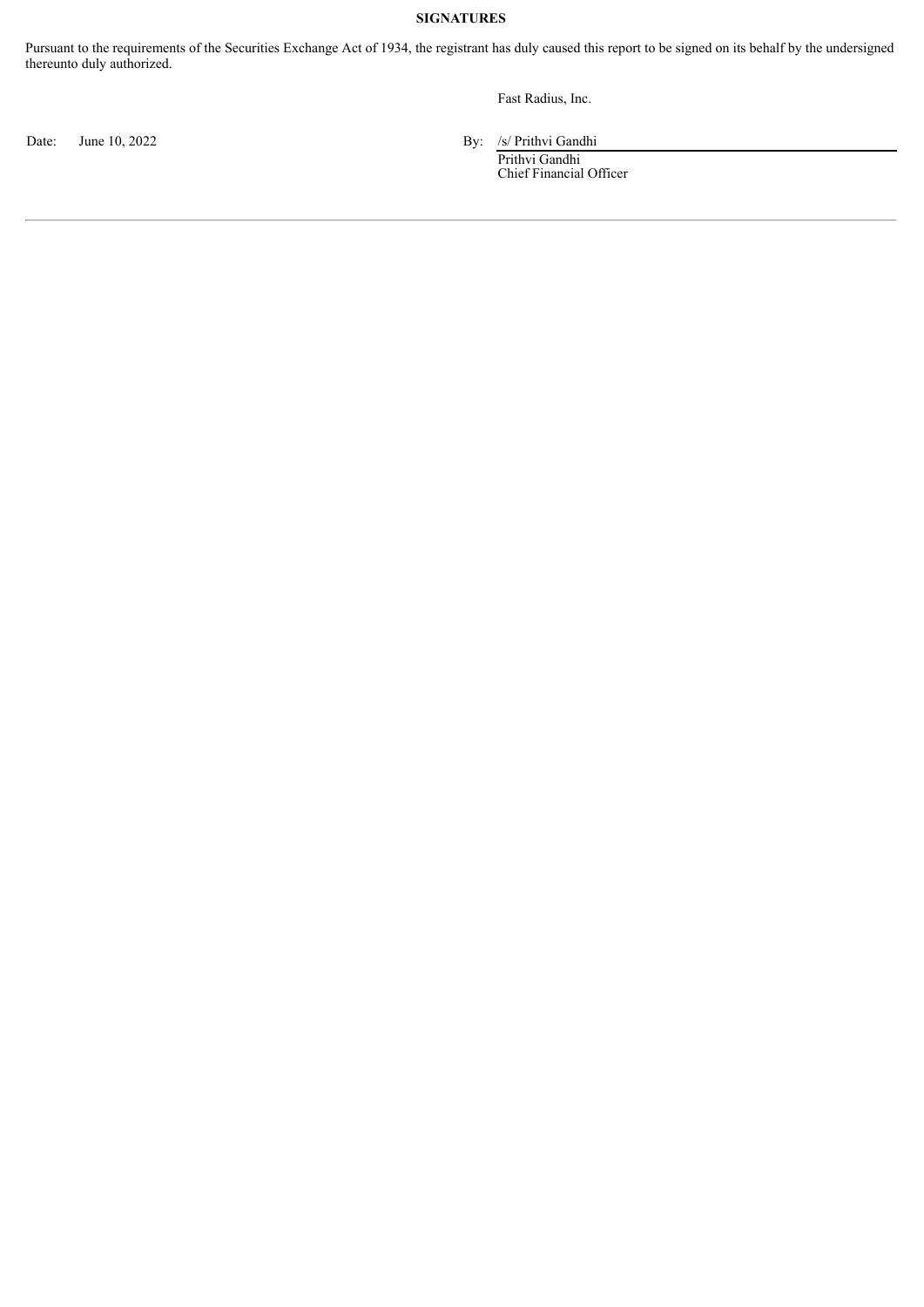**SIGNATURES**

Pursuant to the requirements of the Securities Exchange Act of 1934, the registrant has duly caused this report to be signed on its behalf by the undersigned thereunto duly authorized.

Fast Radius, Inc.

Date: June 10, 2022

By: /s/ Prithvi Gandhi
Prithvi Gandhi
Chief Financial Officer